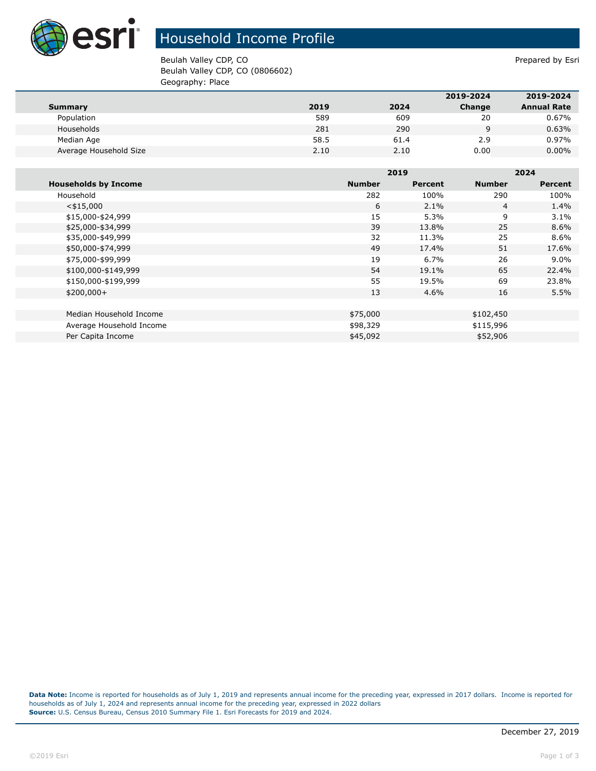# Household Income Profile

Beulah Valley CDP, CO
Beulah Valley CDP, CO (0806602)
Geography: Place

Prepared by Esri

| Summary | 2019 | 2024 | 2019-2024 Change | 2019-2024 Annual Rate |
|---|---|---|---|---|
| Population | 589 | 609 | 20 | 0.67% |
| Households | 281 | 290 | 9 | 0.63% |
| Median Age | 58.5 | 61.4 | 2.9 | 0.97% |
| Average Household Size | 2.10 | 2.10 | 0.00 | 0.00% |

| | 2019 | | 2024 | |
|---|---|---|---|---|
| **Households by Income** | **Number** | **Percent** | **Number** | **Percent** |
| Household | 282 | 100% | 290 | 100% |
| <$15,000 | 6 | 2.1% | 4 | 1.4% |
| $15,000-$24,999 | 15 | 5.3% | 9 | 3.1% |
| $25,000-$34,999 | 39 | 13.8% | 25 | 8.6% |
| $35,000-$49,999 | 32 | 11.3% | 25 | 8.6% |
| $50,000-$74,999 | 49 | 17.4% | 51 | 17.6% |
| $75,000-$99,999 | 19 | 6.7% | 26 | 9.0% |
| $100,000-$149,999 | 54 | 19.1% | 65 | 22.4% |
| $150,000-$199,999 | 55 | 19.5% | 69 | 23.8% |
| $200,000+ | 13 | 4.6% | 16 | 5.5% |
| | | | | |
| Median Household Income | $75,000 | | $102,450 | |
| Average Household Income | $98,329 | | $115,996 | |
| Per Capita Income | $45,092 | | $52,906 | |

**Data Note:** Income is reported for households as of July 1, 2019 and represents annual income for the preceding year, expressed in 2017 dollars. Income is reported for households as of July 1, 2024 and represents annual income for the preceding year, expressed in 2022 dollars
**Source:** U.S. Census Bureau, Census 2010 Summary File 1. Esri Forecasts for 2019 and 2024.

December 27, 2019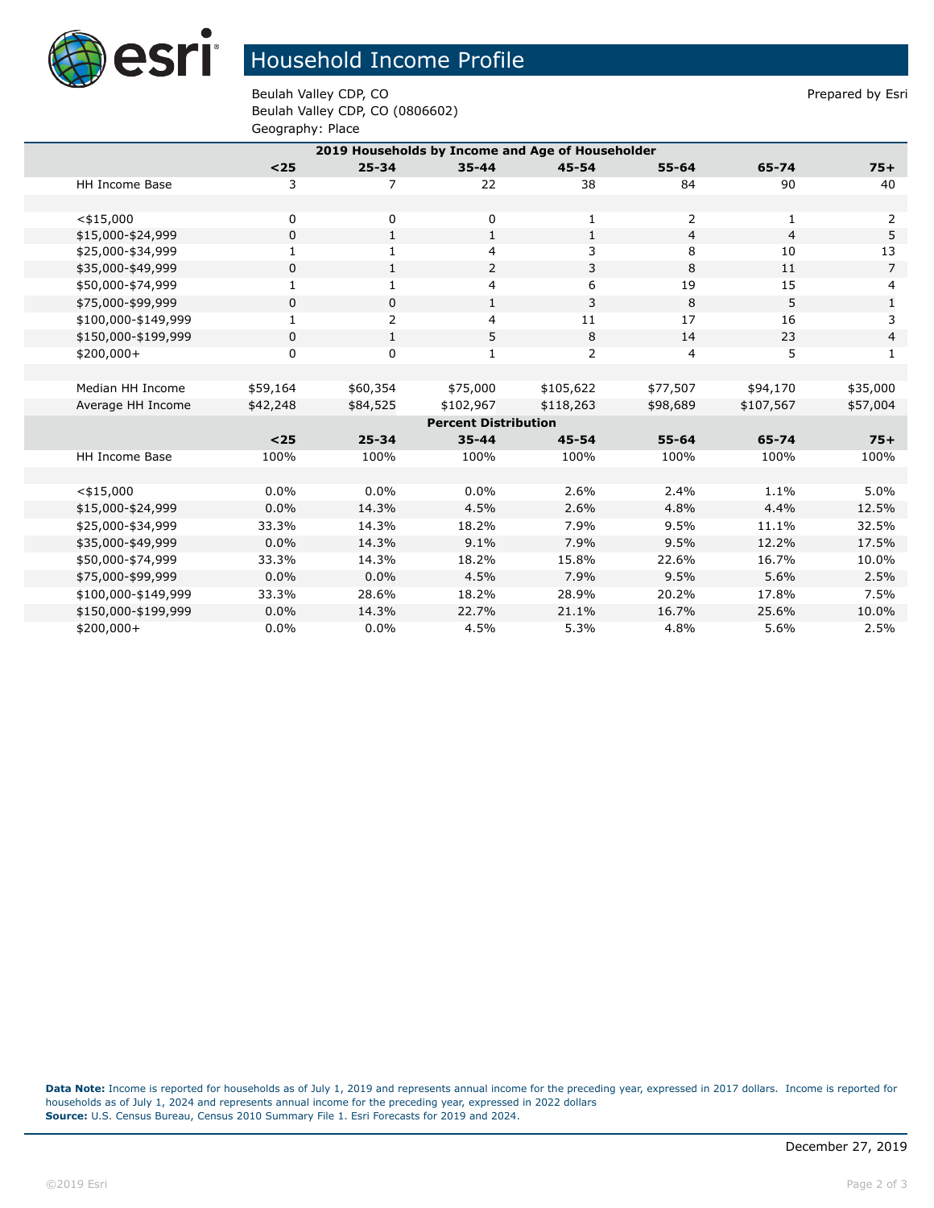# Household Income Profile

Beulah Valley CDP, CO
Beulah Valley CDP, CO (0806602)
Geography: Place

Prepared by Esri

| 2019 Households by Income and Age of Householder | | | | | | | |
|---|---|---|---|---|---|---|---|
| | **<25** | **25-34** | **35-44** | **45-54** | **55-64** | **65-74** | **75+** |
| HH Income Base | 3 | 7 | 22 | 38 | 84 | 90 | 40 |
| | | | | | | | |
| <$15,000 | 0 | 0 | 0 | 1 | 2 | 1 | 2 |
| $15,000-$24,999 | 0 | 1 | 1 | 1 | 4 | 4 | 5 |
| $25,000-$34,999 | 1 | 1 | 4 | 3 | 8 | 10 | 13 |
| $35,000-$49,999 | 0 | 1 | 2 | 3 | 8 | 11 | 7 |
| $50,000-$74,999 | 1 | 1 | 4 | 6 | 19 | 15 | 4 |
| $75,000-$99,999 | 0 | 0 | 1 | 3 | 8 | 5 | 1 |
| $100,000-$149,999 | 1 | 2 | 4 | 11 | 17 | 16 | 3 |
| $150,000-$199,999 | 0 | 1 | 5 | 8 | 14 | 23 | 4 |
| $200,000+ | 0 | 0 | 1 | 2 | 4 | 5 | 1 |
| | | | | | | | |
| Median HH Income | $59,164 | $60,354 | $75,000 | $105,622 | $77,507 | $94,170 | $35,000 |
| Average HH Income | $42,248 | $84,525 | $102,967 | $118,263 | $98,689 | $107,567 | $57,004 |
| **Percent Distribution** | | | | | | | |
| | **<25** | **25-34** | **35-44** | **45-54** | **55-64** | **65-74** | **75+** |
| HH Income Base | 100% | 100% | 100% | 100% | 100% | 100% | 100% |
| | | | | | | | |
| <$15,000 | 0.0% | 0.0% | 0.0% | 2.6% | 2.4% | 1.1% | 5.0% |
| $15,000-$24,999 | 0.0% | 14.3% | 4.5% | 2.6% | 4.8% | 4.4% | 12.5% |
| $25,000-$34,999 | 33.3% | 14.3% | 18.2% | 7.9% | 9.5% | 11.1% | 32.5% |
| $35,000-$49,999 | 0.0% | 14.3% | 9.1% | 7.9% | 9.5% | 12.2% | 17.5% |
| $50,000-$74,999 | 33.3% | 14.3% | 18.2% | 15.8% | 22.6% | 16.7% | 10.0% |
| $75,000-$99,999 | 0.0% | 0.0% | 4.5% | 7.9% | 9.5% | 5.6% | 2.5% |
| $100,000-$149,999 | 33.3% | 28.6% | 18.2% | 28.9% | 20.2% | 17.8% | 7.5% |
| $150,000-$199,999 | 0.0% | 14.3% | 22.7% | 21.1% | 16.7% | 25.6% | 10.0% |
| $200,000+ | 0.0% | 0.0% | 4.5% | 5.3% | 4.8% | 5.6% | 2.5% |

**Data Note:** Income is reported for households as of July 1, 2019 and represents annual income for the preceding year, expressed in 2017 dollars. Income is reported for households as of July 1, 2024 and represents annual income for the preceding year, expressed in 2022 dollars
**Source:** U.S. Census Bureau, Census 2010 Summary File 1. Esri Forecasts for 2019 and 2024.

December 27, 2019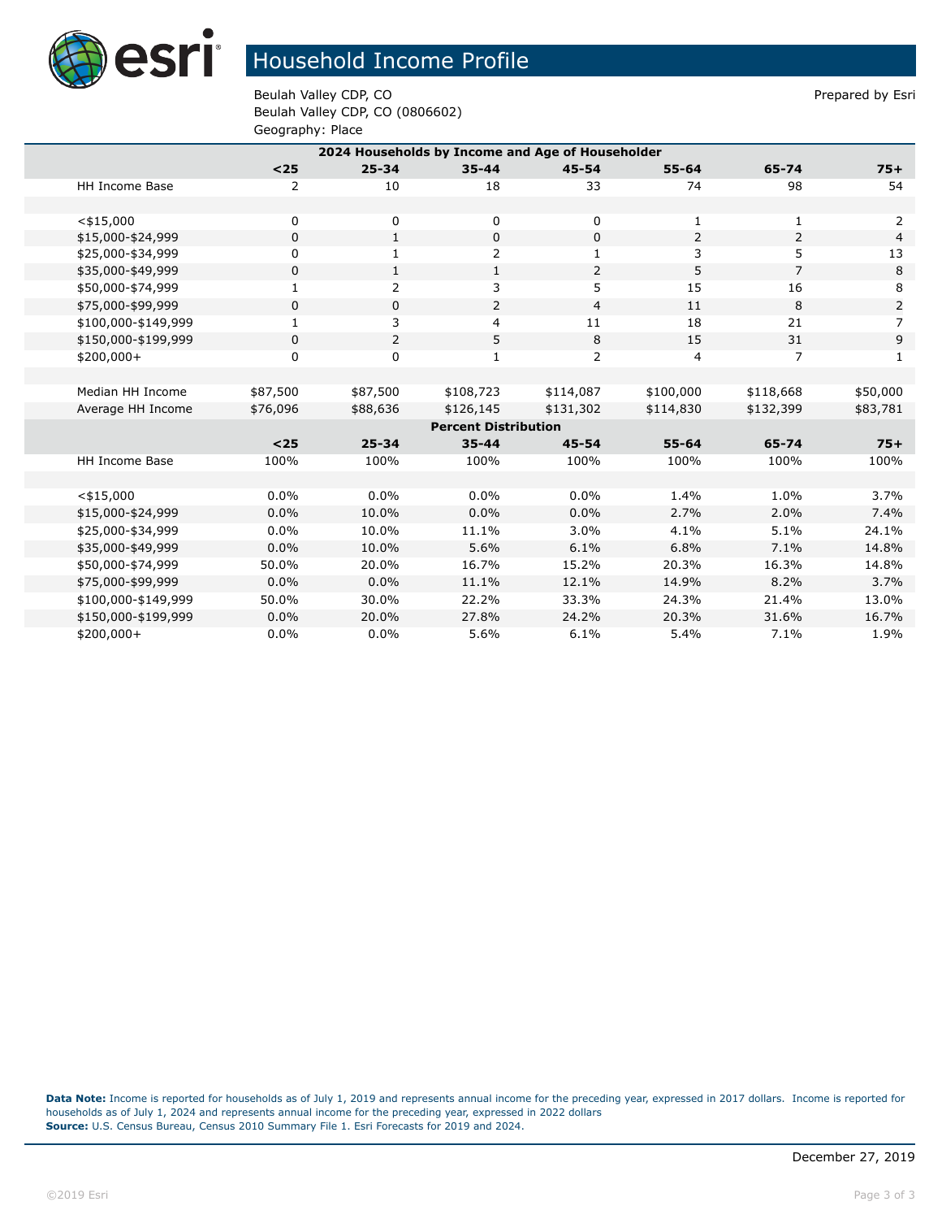# Household Income Profile

Beulah Valley CDP, CO
Beulah Valley CDP, CO (0806602)
Geography: Place

Prepared by Esri

| 2024 Households by Income and Age of Householder | | | | | | | |
|---|---|---|---|---|---|---|---|
| | **<25** | **25-34** | **35-44** | **45-54** | **55-64** | **65-74** | **75+** |
| HH Income Base | 2 | 10 | 18 | 33 | 74 | 98 | 54 |
| | | | | | | | |
| <$15,000 | 0 | 0 | 0 | 0 | 1 | 1 | 2 |
| $15,000-$24,999 | 0 | 1 | 0 | 0 | 2 | 2 | 4 |
| $25,000-$34,999 | 0 | 1 | 2 | 1 | 3 | 5 | 13 |
| $35,000-$49,999 | 0 | 1 | 1 | 2 | 5 | 7 | 8 |
| $50,000-$74,999 | 1 | 2 | 3 | 5 | 15 | 16 | 8 |
| $75,000-$99,999 | 0 | 0 | 2 | 4 | 11 | 8 | 2 |
| $100,000-$149,999 | 1 | 3 | 4 | 11 | 18 | 21 | 7 |
| $150,000-$199,999 | 0 | 2 | 5 | 8 | 15 | 31 | 9 |
| $200,000+ | 0 | 0 | 1 | 2 | 4 | 7 | 1 |
| | | | | | | | |
| Median HH Income | $87,500 | $87,500 | $108,723 | $114,087 | $100,000 | $118,668 | $50,000 |
| Average HH Income | $76,096 | $88,636 | $126,145 | $131,302 | $114,830 | $132,399 | $83,781 |
| **Percent Distribution** | | | | | | | |
| | **<25** | **25-34** | **35-44** | **45-54** | **55-64** | **65-74** | **75+** |
| HH Income Base | 100% | 100% | 100% | 100% | 100% | 100% | 100% |
| | | | | | | | |
| <$15,000 | 0.0% | 0.0% | 0.0% | 0.0% | 1.4% | 1.0% | 3.7% |
| $15,000-$24,999 | 0.0% | 10.0% | 0.0% | 0.0% | 2.7% | 2.0% | 7.4% |
| $25,000-$34,999 | 0.0% | 10.0% | 11.1% | 3.0% | 4.1% | 5.1% | 24.1% |
| $35,000-$49,999 | 0.0% | 10.0% | 5.6% | 6.1% | 6.8% | 7.1% | 14.8% |
| $50,000-$74,999 | 50.0% | 20.0% | 16.7% | 15.2% | 20.3% | 16.3% | 14.8% |
| $75,000-$99,999 | 0.0% | 0.0% | 11.1% | 12.1% | 14.9% | 8.2% | 3.7% |
| $100,000-$149,999 | 50.0% | 30.0% | 22.2% | 33.3% | 24.3% | 21.4% | 13.0% |
| $150,000-$199,999 | 0.0% | 20.0% | 27.8% | 24.2% | 20.3% | 31.6% | 16.7% |
| $200,000+ | 0.0% | 0.0% | 5.6% | 6.1% | 5.4% | 7.1% | 1.9% |

**Data Note:** Income is reported for households as of July 1, 2019 and represents annual income for the preceding year, expressed in 2017 dollars. Income is reported for households as of July 1, 2024 and represents annual income for the preceding year, expressed in 2022 dollars
**Source:** U.S. Census Bureau, Census 2010 Summary File 1. Esri Forecasts for 2019 and 2024.

December 27, 2019